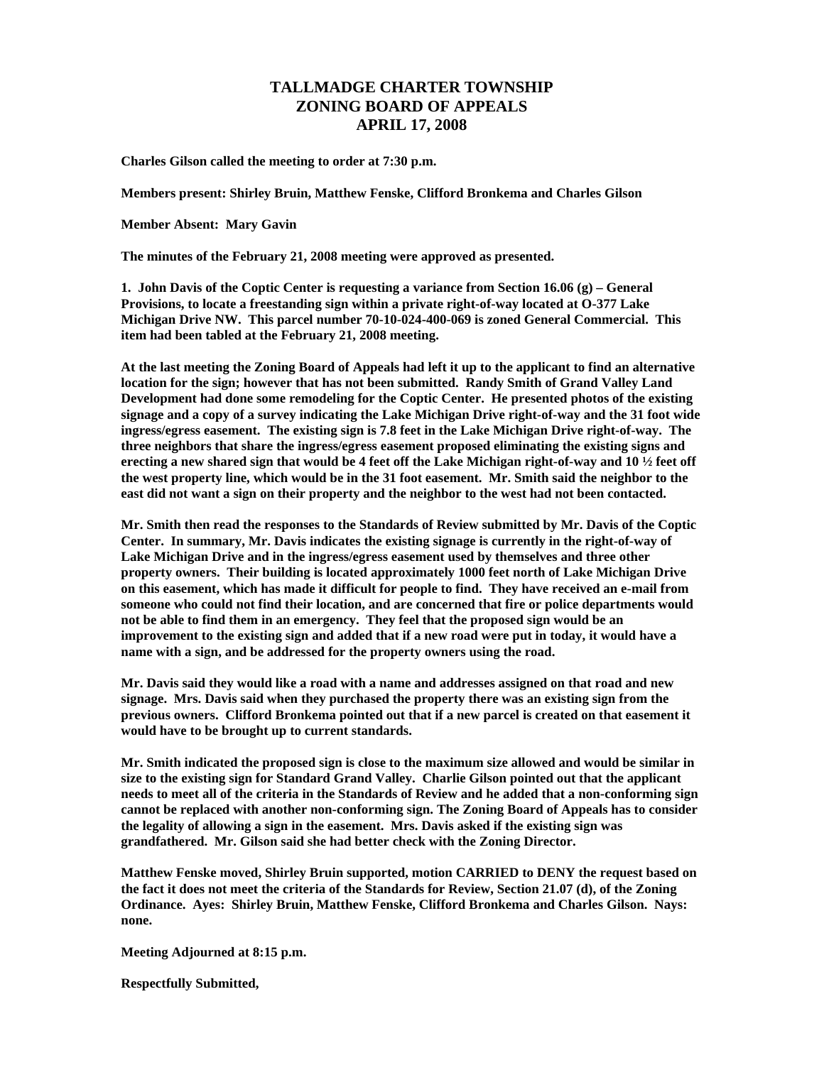# TALLMADGE CHARTER TOWNSHIP
# ZONING BOARD OF APPEALS
# APRIL 17, 2008

**Charles Gilson called the meeting to order at 7:30 p.m.**

**Members present: Shirley Bruin, Matthew Fenske, Clifford Bronkema and Charles Gilson**

**Member Absent: Mary Gavin**

**The minutes of the February 21, 2008 meeting were approved as presented.**

**1. John Davis of the Coptic Center is requesting a variance from Section 16.06 (g) – General Provisions, to locate a freestanding sign within a private right-of-way located at O-377 Lake Michigan Drive NW. This parcel number 70-10-024-400-069 is zoned General Commercial. This item had been tabled at the February 21, 2008 meeting.**

**At the last meeting the Zoning Board of Appeals had left it up to the applicant to find an alternative location for the sign; however that has not been submitted. Randy Smith of Grand Valley Land Development had done some remodeling for the Coptic Center. He presented photos of the existing signage and a copy of a survey indicating the Lake Michigan Drive right-of-way and the 31 foot wide ingress/egress easement. The existing sign is 7.8 feet in the Lake Michigan Drive right-of-way. The three neighbors that share the ingress/egress easement proposed eliminating the existing signs and erecting a new shared sign that would be 4 feet off the Lake Michigan right-of-way and 10 ½ feet off the west property line, which would be in the 31 foot easement. Mr. Smith said the neighbor to the east did not want a sign on their property and the neighbor to the west had not been contacted.**

**Mr. Smith then read the responses to the Standards of Review submitted by Mr. Davis of the Coptic Center. In summary, Mr. Davis indicates the existing signage is currently in the right-of-way of Lake Michigan Drive and in the ingress/egress easement used by themselves and three other property owners. Their building is located approximately 1000 feet north of Lake Michigan Drive on this easement, which has made it difficult for people to find. They have received an e-mail from someone who could not find their location, and are concerned that fire or police departments would not be able to find them in an emergency. They feel that the proposed sign would be an improvement to the existing sign and added that if a new road were put in today, it would have a name with a sign, and be addressed for the property owners using the road.**

**Mr. Davis said they would like a road with a name and addresses assigned on that road and new signage. Mrs. Davis said when they purchased the property there was an existing sign from the previous owners. Clifford Bronkema pointed out that if a new parcel is created on that easement it would have to be brought up to current standards.**

**Mr. Smith indicated the proposed sign is close to the maximum size allowed and would be similar in size to the existing sign for Standard Grand Valley. Charlie Gilson pointed out that the applicant needs to meet all of the criteria in the Standards of Review and he added that a non-conforming sign cannot be replaced with another non-conforming sign. The Zoning Board of Appeals has to consider the legality of allowing a sign in the easement. Mrs. Davis asked if the existing sign was grandfathered. Mr. Gilson said she had better check with the Zoning Director.**

**Matthew Fenske moved, Shirley Bruin supported, motion CARRIED to DENY the request based on the fact it does not meet the criteria of the Standards for Review, Section 21.07 (d), of the Zoning Ordinance. Ayes: Shirley Bruin, Matthew Fenske, Clifford Bronkema and Charles Gilson. Nays: none.**

**Meeting Adjourned at 8:15 p.m.**

**Respectfully Submitted,**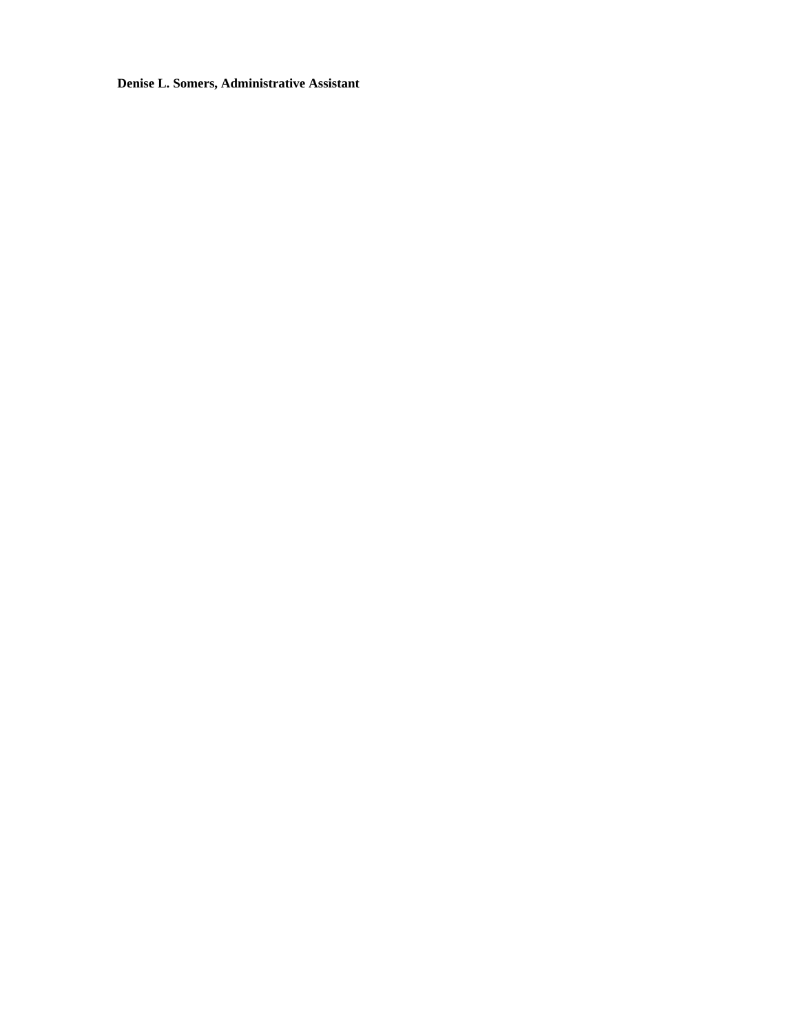**Denise L. Somers, Administrative Assistant**